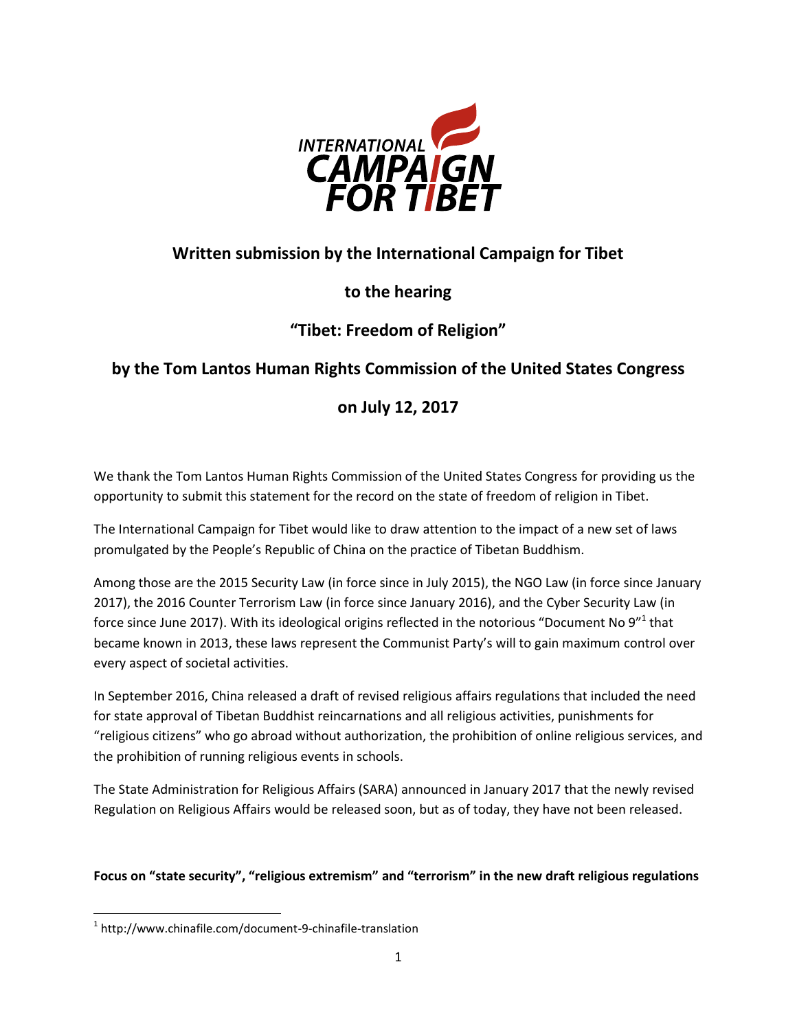# Written submission by the International Campaign for Tibet

## to the hearing

## "Tibet: Freedom of Religion"

## by the Tom Lantos Human Rights Commission of the United States Congress

## on July 12, 2017

We thank the Tom Lantos Human Rights Commission of the United States Congress for providing us the opportunity to submit this statement for the record on the state of freedom of religion in Tibet.

The International Campaign for Tibet would like to draw attention to the impact of a new set of laws promulgated by the People's Republic of China on the practice of Tibetan Buddhism.

Among those are the 2015 Security Law (in force since in July 2015), the NGO Law (in force since January 2017), the 2016 Counter Terrorism Law (in force since January 2016), and the Cyber Security Law (in force since June 2017). With its ideological origins reflected in the notorious "Document No 9"[1] that became known in 2013, these laws represent the Communist Party's will to gain maximum control over every aspect of societal activities.

In September 2016, China released a draft of revised religious affairs regulations that included the need for state approval of Tibetan Buddhist reincarnations and all religious activities, punishments for "religious citizens" who go abroad without authorization, the prohibition of online religious services, and the prohibition of running religious events in schools.

The State Administration for Religious Affairs (SARA) announced in January 2017 that the newly revised Regulation on Religious Affairs would be released soon, but as of today, they have not been released.

**Focus on "state security", "religious extremism" and "terrorism" in the new draft religious regulations**

[1] http://www.chinafile.com/document-9-chinafile-translation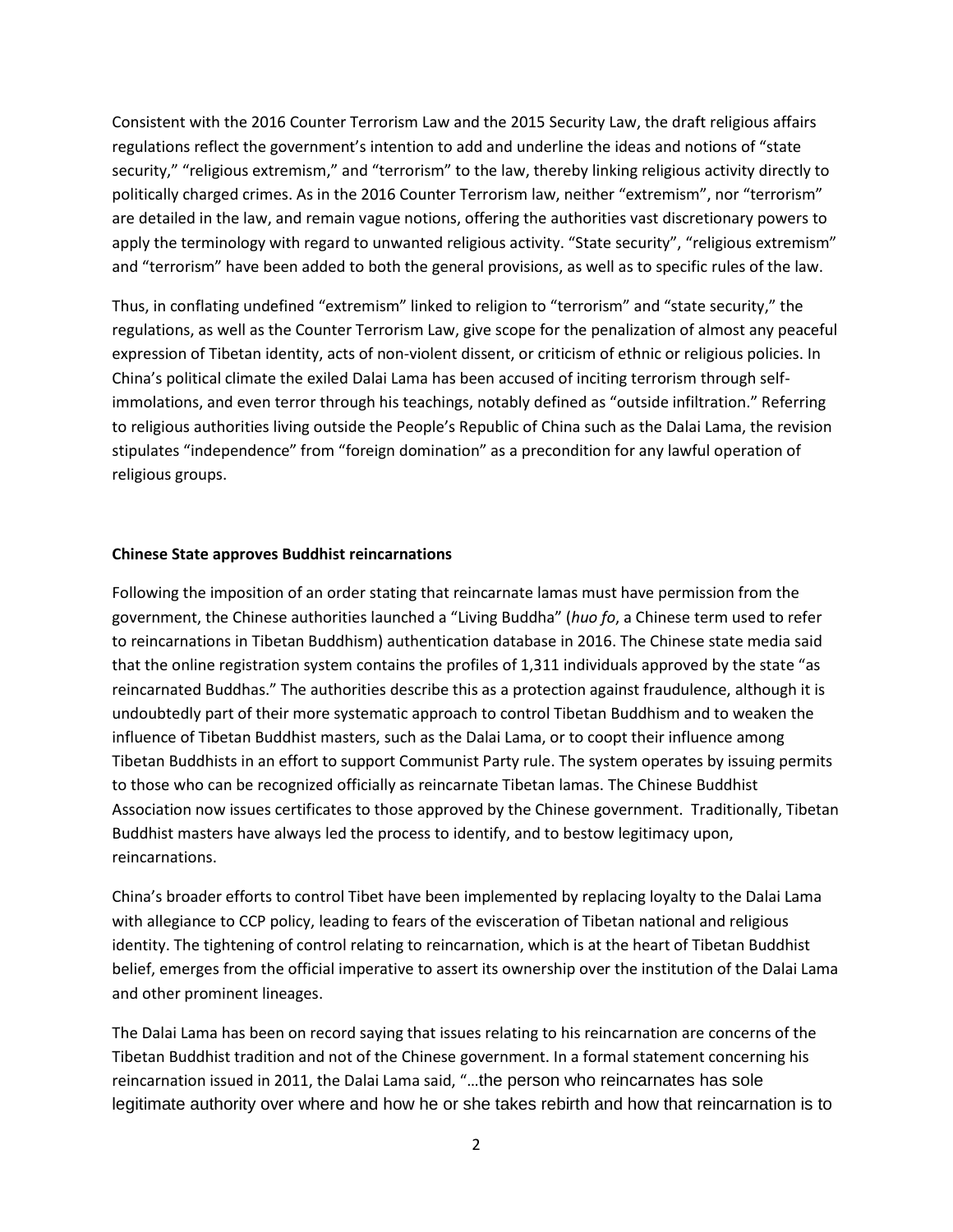Consistent with the 2016 Counter Terrorism Law and the 2015 Security Law, the draft religious affairs regulations reflect the government's intention to add and underline the ideas and notions of "state security," "religious extremism," and "terrorism" to the law, thereby linking religious activity directly to politically charged crimes. As in the 2016 Counter Terrorism law, neither "extremism", nor "terrorism" are detailed in the law, and remain vague notions, offering the authorities vast discretionary powers to apply the terminology with regard to unwanted religious activity. "State security", "religious extremism" and "terrorism" have been added to both the general provisions, as well as to specific rules of the law.

Thus, in conflating undefined "extremism" linked to religion to "terrorism" and "state security," the regulations, as well as the Counter Terrorism Law, give scope for the penalization of almost any peaceful expression of Tibetan identity, acts of non-violent dissent, or criticism of ethnic or religious policies. In China's political climate the exiled Dalai Lama has been accused of inciting terrorism through self-immolations, and even terror through his teachings, notably defined as "outside infiltration." Referring to religious authorities living outside the People's Republic of China such as the Dalai Lama, the revision stipulates "independence" from "foreign domination" as a precondition for any lawful operation of religious groups.

**Chinese State approves Buddhist reincarnations**

Following the imposition of an order stating that reincarnate lamas must have permission from the government, the Chinese authorities launched a "Living Buddha" (*huo fo*, a Chinese term used to refer to reincarnations in Tibetan Buddhism) authentication database in 2016. The Chinese state media said that the online registration system contains the profiles of 1,311 individuals approved by the state "as reincarnated Buddhas." The authorities describe this as a protection against fraudulence, although it is undoubtedly part of their more systematic approach to control Tibetan Buddhism and to weaken the influence of Tibetan Buddhist masters, such as the Dalai Lama, or to coopt their influence among Tibetan Buddhists in an effort to support Communist Party rule. The system operates by issuing permits to those who can be recognized officially as reincarnate Tibetan lamas. The Chinese Buddhist Association now issues certificates to those approved by the Chinese government. Traditionally, Tibetan Buddhist masters have always led the process to identify, and to bestow legitimacy upon, reincarnations.

China's broader efforts to control Tibet have been implemented by replacing loyalty to the Dalai Lama with allegiance to CCP policy, leading to fears of the evisceration of Tibetan national and religious identity. The tightening of control relating to reincarnation, which is at the heart of Tibetan Buddhist belief, emerges from the official imperative to assert its ownership over the institution of the Dalai Lama and other prominent lineages.

The Dalai Lama has been on record saying that issues relating to his reincarnation are concerns of the Tibetan Buddhist tradition and not of the Chinese government. In a formal statement concerning his reincarnation issued in 2011, the Dalai Lama said, "…the person who reincarnates has sole legitimate authority over where and how he or she takes rebirth and how that reincarnation is to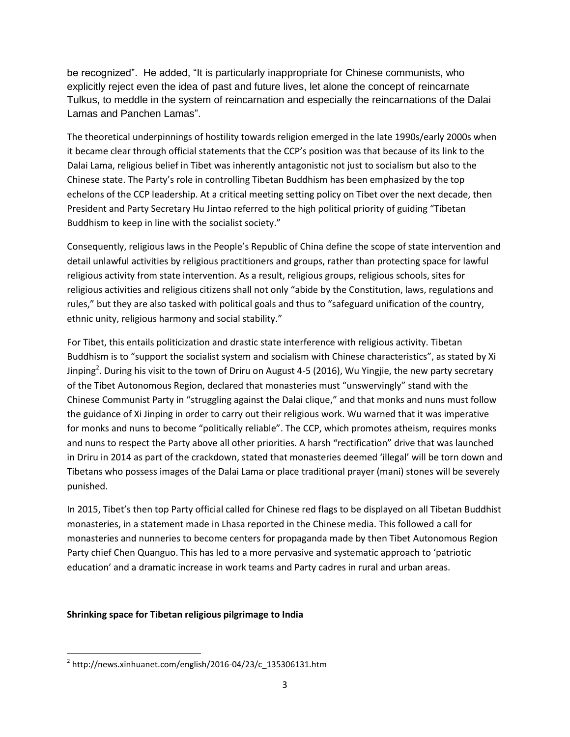be recognized". He added, "It is particularly inappropriate for Chinese communists, who explicitly reject even the idea of past and future lives, let alone the concept of reincarnate Tulkus, to meddle in the system of reincarnation and especially the reincarnations of the Dalai Lamas and Panchen Lamas".

The theoretical underpinnings of hostility towards religion emerged in the late 1990s/early 2000s when it became clear through official statements that the CCP's position was that because of its link to the Dalai Lama, religious belief in Tibet was inherently antagonistic not just to socialism but also to the Chinese state. The Party's role in controlling Tibetan Buddhism has been emphasized by the top echelons of the CCP leadership. At a critical meeting setting policy on Tibet over the next decade, then President and Party Secretary Hu Jintao referred to the high political priority of guiding "Tibetan Buddhism to keep in line with the socialist society."

Consequently, religious laws in the People's Republic of China define the scope of state intervention and detail unlawful activities by religious practitioners and groups, rather than protecting space for lawful religious activity from state intervention. As a result, religious groups, religious schools, sites for religious activities and religious citizens shall not only "abide by the Constitution, laws, regulations and rules," but they are also tasked with political goals and thus to "safeguard unification of the country, ethnic unity, religious harmony and social stability."

For Tibet, this entails politicization and drastic state interference with religious activity. Tibetan Buddhism is to "support the socialist system and socialism with Chinese characteristics", as stated by Xi Jinping[2]. During his visit to the town of Driru on August 4-5 (2016), Wu Yingjie, the new party secretary of the Tibet Autonomous Region, declared that monasteries must "unswervingly" stand with the Chinese Communist Party in "struggling against the Dalai clique," and that monks and nuns must follow the guidance of Xi Jinping in order to carry out their religious work. Wu warned that it was imperative for monks and nuns to become "politically reliable". The CCP, which promotes atheism, requires monks and nuns to respect the Party above all other priorities. A harsh "rectification" drive that was launched in Driru in 2014 as part of the crackdown, stated that monasteries deemed 'illegal' will be torn down and Tibetans who possess images of the Dalai Lama or place traditional prayer (mani) stones will be severely punished.

In 2015, Tibet's then top Party official called for Chinese red flags to be displayed on all Tibetan Buddhist monasteries, in a statement made in Lhasa reported in the Chinese media. This followed a call for monasteries and nunneries to become centers for propaganda made by then Tibet Autonomous Region Party chief Chen Quanguo. This has led to a more pervasive and systematic approach to 'patriotic education' and a dramatic increase in work teams and Party cadres in rural and urban areas.

**Shrinking space for Tibetan religious pilgrimage to India**

[2] http://news.xinhuanet.com/english/2016-04/23/c_135306131.htm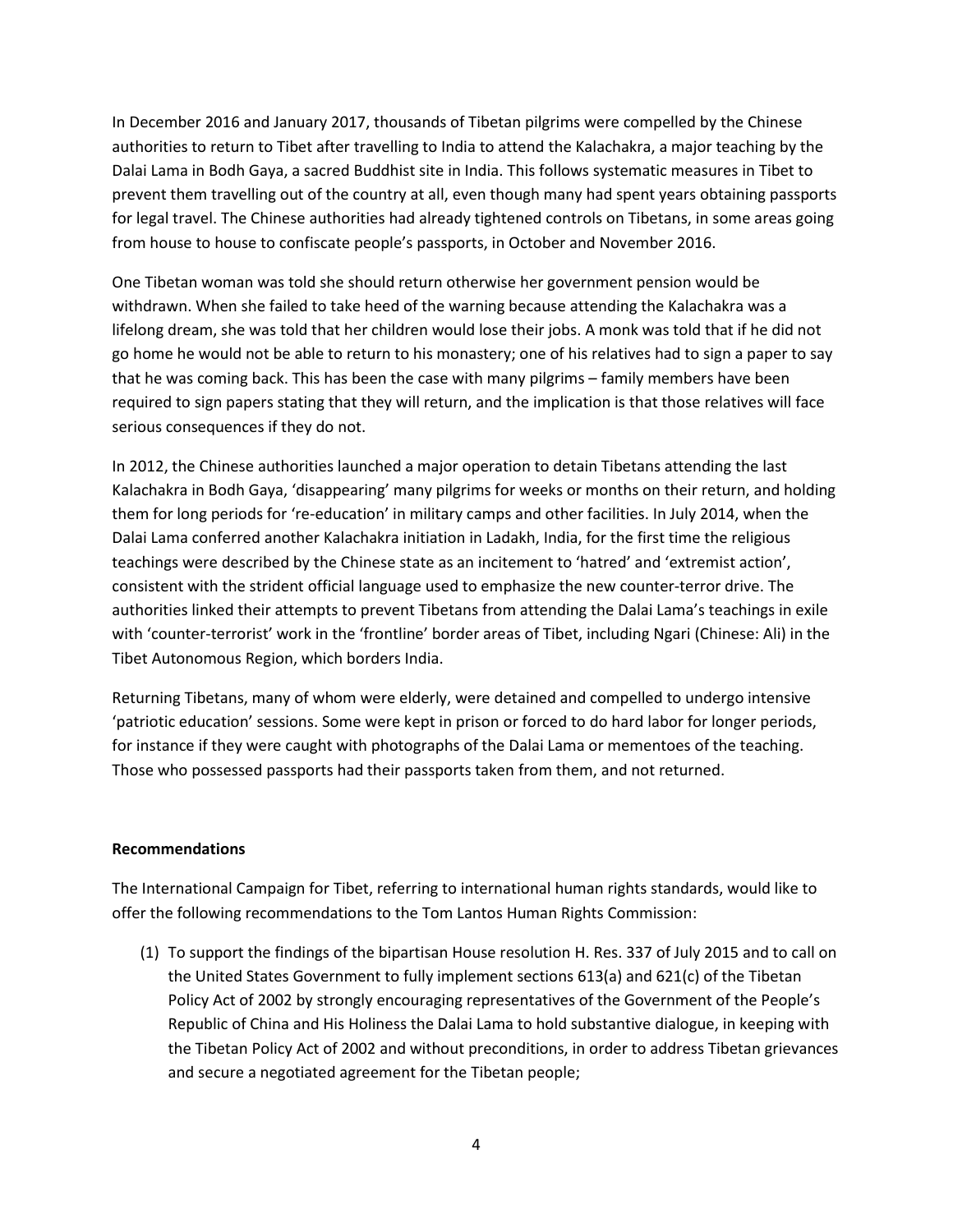In December 2016 and January 2017, thousands of Tibetan pilgrims were compelled by the Chinese authorities to return to Tibet after travelling to India to attend the Kalachakra, a major teaching by the Dalai Lama in Bodh Gaya, a sacred Buddhist site in India. This follows systematic measures in Tibet to prevent them travelling out of the country at all, even though many had spent years obtaining passports for legal travel. The Chinese authorities had already tightened controls on Tibetans, in some areas going from house to house to confiscate people's passports, in October and November 2016.

One Tibetan woman was told she should return otherwise her government pension would be withdrawn. When she failed to take heed of the warning because attending the Kalachakra was a lifelong dream, she was told that her children would lose their jobs. A monk was told that if he did not go home he would not be able to return to his monastery; one of his relatives had to sign a paper to say that he was coming back. This has been the case with many pilgrims – family members have been required to sign papers stating that they will return, and the implication is that those relatives will face serious consequences if they do not.

In 2012, the Chinese authorities launched a major operation to detain Tibetans attending the last Kalachakra in Bodh Gaya, 'disappearing' many pilgrims for weeks or months on their return, and holding them for long periods for 're-education' in military camps and other facilities. In July 2014, when the Dalai Lama conferred another Kalachakra initiation in Ladakh, India, for the first time the religious teachings were described by the Chinese state as an incitement to 'hatred' and 'extremist action', consistent with the strident official language used to emphasize the new counter-terror drive. The authorities linked their attempts to prevent Tibetans from attending the Dalai Lama's teachings in exile with 'counter-terrorist' work in the 'frontline' border areas of Tibet, including Ngari (Chinese: Ali) in the Tibet Autonomous Region, which borders India.

Returning Tibetans, many of whom were elderly, were detained and compelled to undergo intensive 'patriotic education' sessions. Some were kept in prison or forced to do hard labor for longer periods, for instance if they were caught with photographs of the Dalai Lama or mementoes of the teaching. Those who possessed passports had their passports taken from them, and not returned.

**Recommendations**

The International Campaign for Tibet, referring to international human rights standards, would like to offer the following recommendations to the Tom Lantos Human Rights Commission:

(1) To support the findings of the bipartisan House resolution H. Res. 337 of July 2015 and to call on the United States Government to fully implement sections 613(a) and 621(c) of the Tibetan Policy Act of 2002 by strongly encouraging representatives of the Government of the People's Republic of China and His Holiness the Dalai Lama to hold substantive dialogue, in keeping with the Tibetan Policy Act of 2002 and without preconditions, in order to address Tibetan grievances and secure a negotiated agreement for the Tibetan people;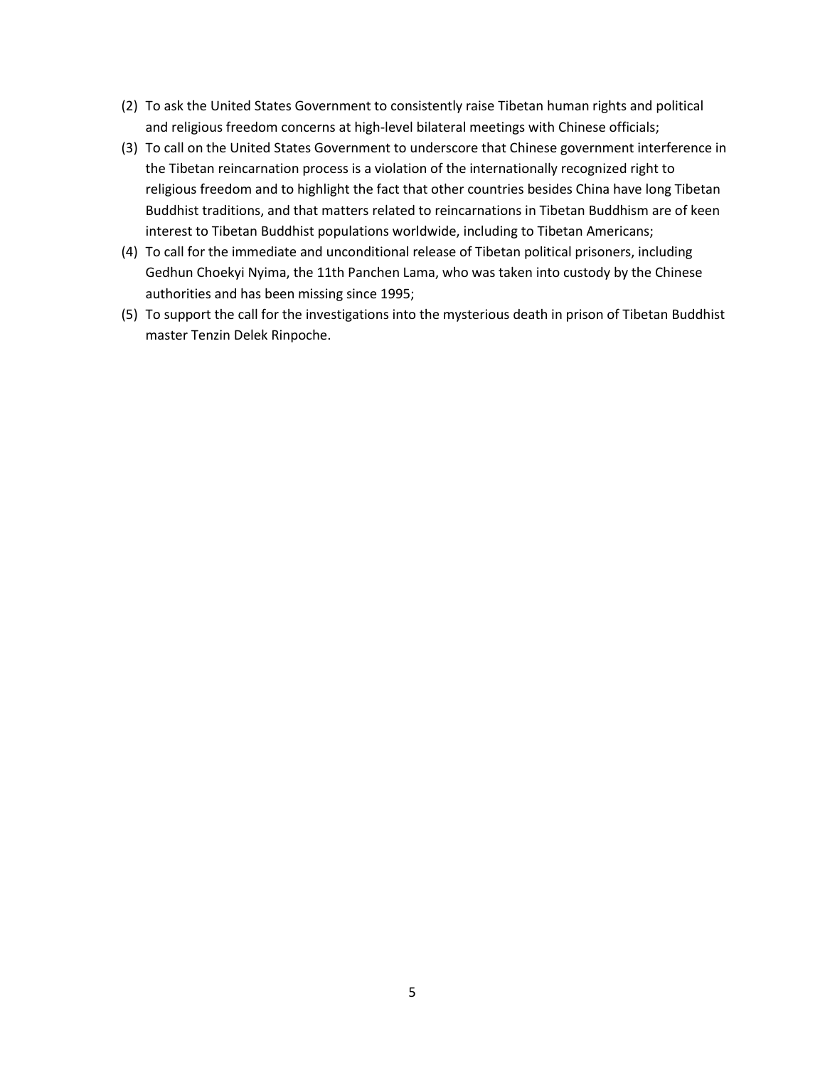(2) To ask the United States Government to consistently raise Tibetan human rights and political and religious freedom concerns at high-level bilateral meetings with Chinese officials;

(3) To call on the United States Government to underscore that Chinese government interference in the Tibetan reincarnation process is a violation of the internationally recognized right to religious freedom and to highlight the fact that other countries besides China have long Tibetan Buddhist traditions, and that matters related to reincarnations in Tibetan Buddhism are of keen interest to Tibetan Buddhist populations worldwide, including to Tibetan Americans;

(4) To call for the immediate and unconditional release of Tibetan political prisoners, including Gedhun Choekyi Nyima, the 11th Panchen Lama, who was taken into custody by the Chinese authorities and has been missing since 1995;

(5) To support the call for the investigations into the mysterious death in prison of Tibetan Buddhist master Tenzin Delek Rinpoche.